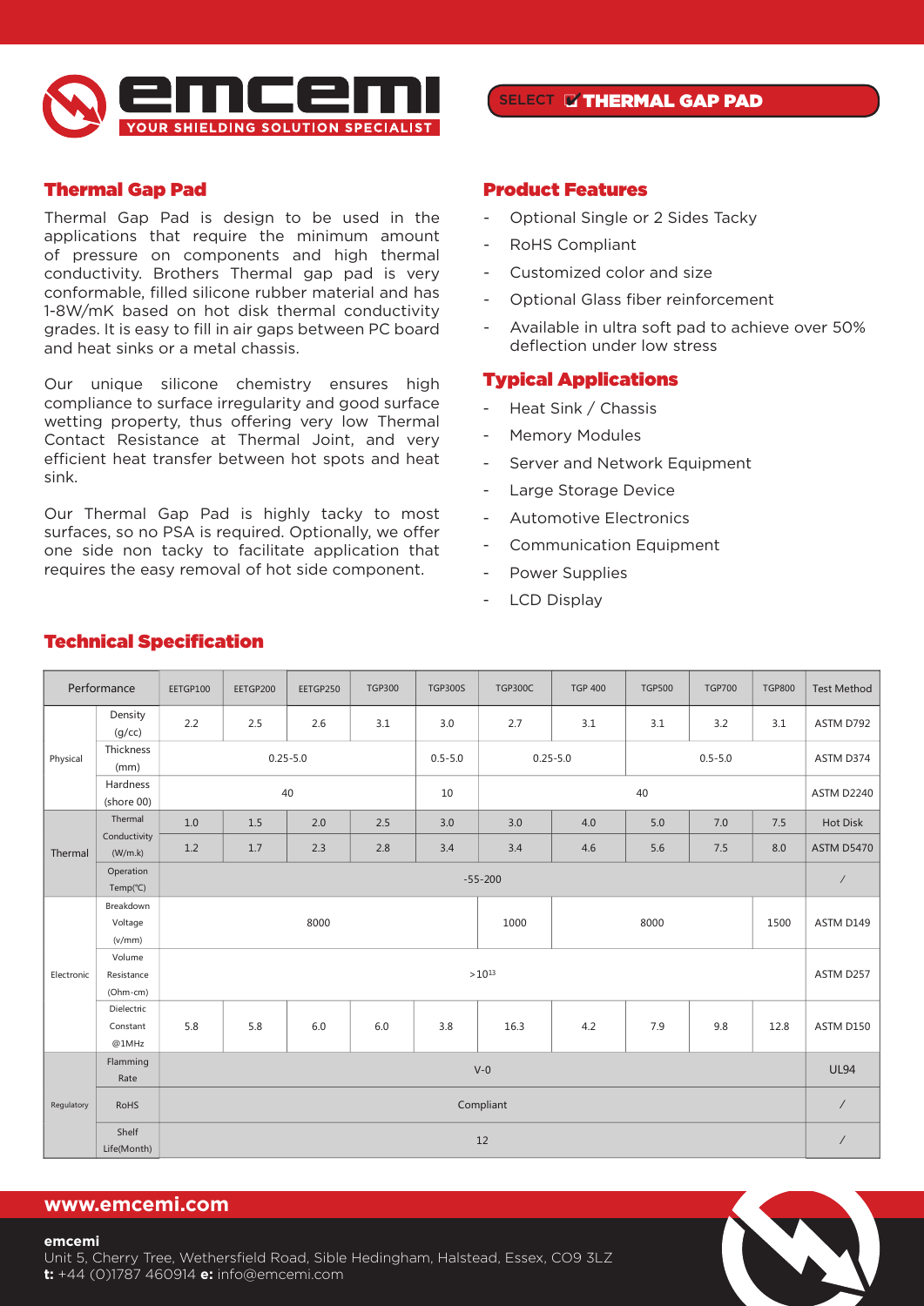emcemi — YOUR SHIELDING SOLUTION SPECIALIST

SELECT ☑ THERMAL GAP PAD

## Thermal Gap Pad

Thermal Gap Pad is design to be used in the applications that require the minimum amount of pressure on components and high thermal conductivity. Brothers Thermal gap pad is very conformable, filled silicone rubber material and has 1-8W/mK based on hot disk thermal conductivity grades. It is easy to fill in air gaps between PC board and heat sinks or a metal chassis.

Our unique silicone chemistry ensures high compliance to surface irregularity and good surface wetting property, thus offering very low Thermal Contact Resistance at Thermal Joint, and very efficient heat transfer between hot spots and heat sink.

Our Thermal Gap Pad is highly tacky to most surfaces, so no PSA is required. Optionally, we offer one side non tacky to facilitate application that requires the easy removal of hot side component.

## Product Features

- Optional Single or 2 Sides Tacky
- RoHS Compliant
- Customized color and size
- Optional Glass fiber reinforcement
- Available in ultra soft pad to achieve over 50% deflection under low stress

## Typical Applications

- Heat Sink / Chassis
- Memory Modules
- Server and Network Equipment
- Large Storage Device
- Automotive Electronics
- Communication Equipment
- Power Supplies
- LCD Display

## Technical Specification

| Performance | | EETGP100 | EETGP200 | EETGP250 | TGP300 | TGP300S | TGP300C | TGP 400 | TGP500 | TGP700 | TGP800 | Test Method |
|---|---|---|---|---|---|---|---|---|---|---|---|---|
| Physical | Density (g/cc) | 2.2 | 2.5 | 2.6 | 3.1 | 3.0 | 2.7 | 3.1 | 3.1 | 3.2 | 3.1 | ASTM D792 |
| | Thickness (mm) | 0.25-5.0 | | | | 0.5-5.0 | 0.25-5.0 | | 0.5-5.0 | | | ASTM D374 |
| | Hardness (shore 00) | 40 | | | | 10 | 40 | | | | | ASTM D2240 |
| Thermal | Thermal Conductivity (W/m.k) | 1.0 | 1.5 | 2.0 | 2.5 | 3.0 | 3.0 | 4.0 | 5.0 | 7.0 | 7.5 | Hot Disk |
| | | 1.2 | 1.7 | 2.3 | 2.8 | 3.4 | 3.4 | 4.6 | 5.6 | 7.5 | 8.0 | ASTM D5470 |
| | Operation Temp(℃) | -55-200 | | | | | | | | | | / |
| Electronic | Breakdown Voltage (v/mm) | 8000 | | | | | 1000 | 8000 | | | 1500 | ASTM D149 |
| | Volume Resistance (Ohm-cm) | $>10^{13}$ | | | | | | | | | | ASTM D257 |
| | Dielectric Constant @1MHz | 5.8 | 5.8 | 6.0 | 6.0 | 3.8 | 16.3 | 4.2 | 7.9 | 9.8 | 12.8 | ASTM D150 |
| Regulatory | Flamming Rate | V-0 | | | | | | | | | | UL94 |
| | RoHS | Compliant | | | | | | | | | | / |
| | Shelf Life(Month) | 12 | | | | | | | | | | / |

**www.emcemi.com**

**emcemi**
Unit 5, Cherry Tree, Wethersfield Road, Sible Hedingham, Halstead, Essex, CO9 3LZ
**t:** +44 (0)1787 460914 **e:** info@emcemi.com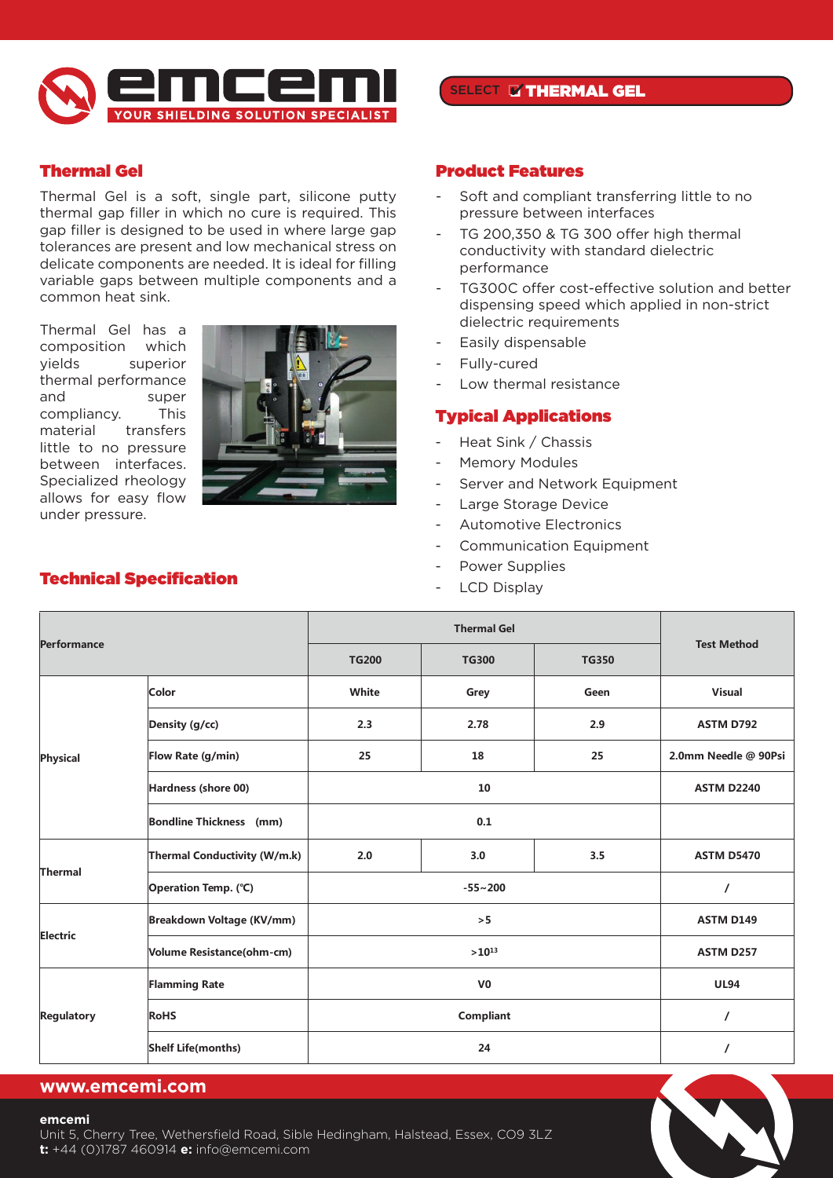SELECT ☑ THERMAL GEL

## Thermal Gel

Thermal Gel is a soft, single part, silicone putty thermal gap filler in which no cure is required. This gap filler is designed to be used in where large gap tolerances are present and low mechanical stress on delicate components are needed. It is ideal for filling variable gaps between multiple components and a common heat sink.

Thermal Gel has a composition which yields superior thermal performance and super compliancy. This material transfers little to no pressure between interfaces. Specialized rheology allows for easy flow under pressure.

## Product Features

- Soft and compliant transferring little to no pressure between interfaces
- TG 200,350 & TG 300 offer high thermal conductivity with standard dielectric performance
- TG300C offer cost-effective solution and better dispensing speed which applied in non-strict dielectric requirements
- Easily dispensable
- Fully-cured
- Low thermal resistance

## Typical Applications

- Heat Sink / Chassis
- Memory Modules
- Server and Network Equipment
- Large Storage Device
- Automotive Electronics
- Communication Equipment
- Power Supplies
- LCD Display

## Technical Specification

| Performance | | Thermal Gel | | | Test Method |
|---|---|---|---|---|---|
| | | TG200 | TG300 | TG350 | |
| Physical | Color | White | Grey | Geen | Visual |
| | Density (g/cc) | 2.3 | 2.78 | 2.9 | ASTM D792 |
| | Flow Rate (g/min) | 25 | 18 | 25 | 2.0mm Needle @ 90Psi |
| | Hardness (shore 00) | 10 | | | ASTM D2240 |
| | Bondline Thickness (mm) | 0.1 | | | |
| Thermal | Thermal Conductivity (W/m.k) | 2.0 | 3.0 | 3.5 | ASTM D5470 |
| | Operation Temp. (℃) | -55~200 | | | / |
| Electric | Breakdown Voltage (KV/mm) | >5 | | | ASTM D149 |
| | Volume Resistance(ohm-cm) | $>10^{13}$ | | | ASTM D257 |
| Regulatory | Flamming Rate | V0 | | | UL94 |
| | RoHS | Compliant | | | / |
| | Shelf Life(months) | 24 | | | / |

**www.emcemi.com**

**emcemi**
Unit 5, Cherry Tree, Wethersfield Road, Sible Hedingham, Halstead, Essex, CO9 3LZ
**t:** +44 (0)1787 460914 **e:** info@emcemi.com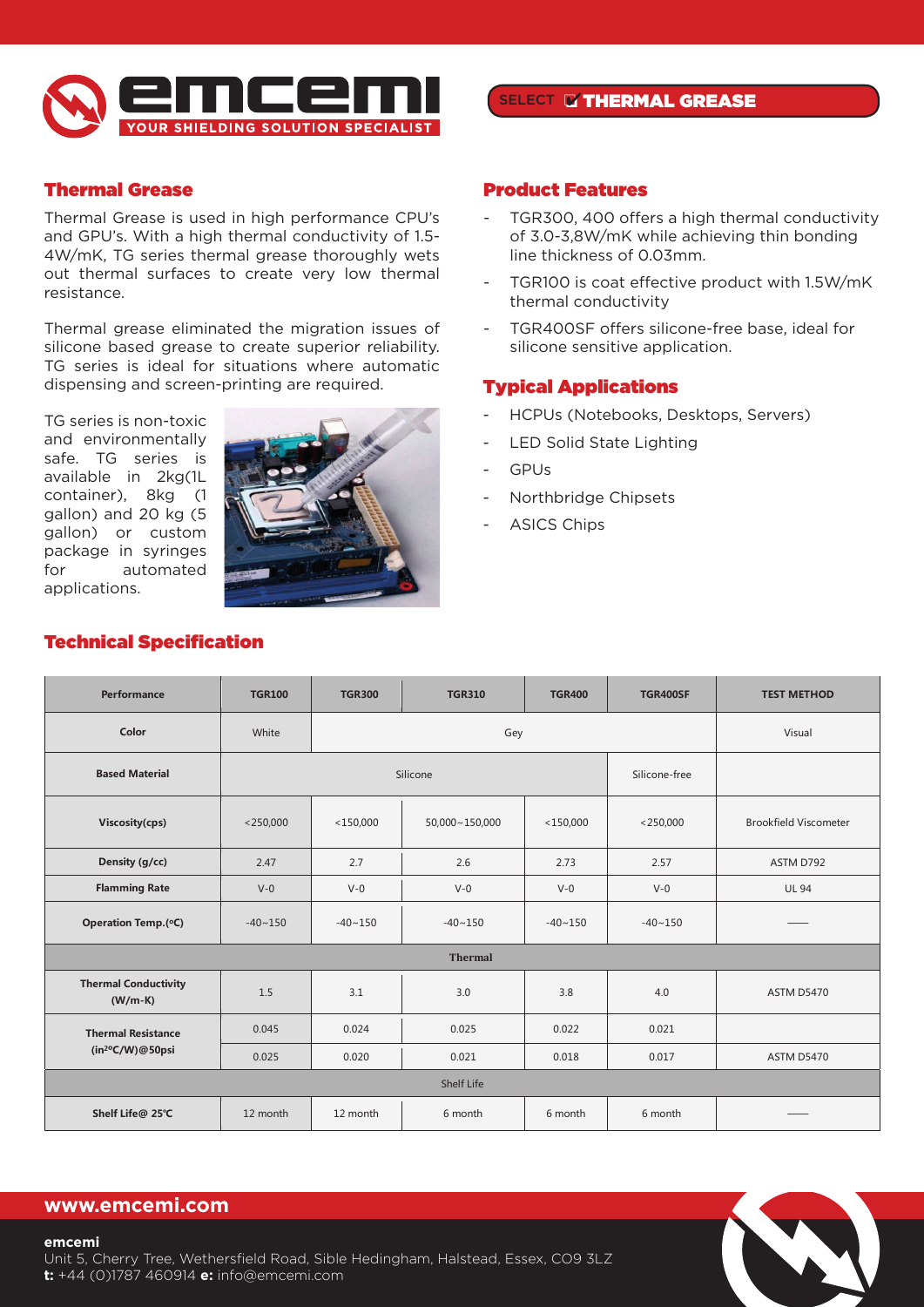SELECT THERMAL GREASE

## Thermal Grease

Thermal Grease is used in high performance CPU's and GPU's. With a high thermal conductivity of 1.5-4W/mK, TG series thermal grease thoroughly wets out thermal surfaces to create very low thermal resistance.

Thermal grease eliminated the migration issues of silicone based grease to create superior reliability. TG series is ideal for situations where automatic dispensing and screen-printing are required.

TG series is non-toxic and environmentally safe. TG series is available in 2kg(1L container), 8kg (1 gallon) and 20 kg (5 gallon) or custom package in syringes for automated applications.

## Product Features

- TGR300, 400 offers a high thermal conductivity of 3.0-3,8W/mK while achieving thin bonding line thickness of 0.03mm.
- TGR100 is coat effective product with 1.5W/mK thermal conductivity
- TGR400SF offers silicone-free base, ideal for silicone sensitive application.

## Typical Applications

- HCPUs (Notebooks, Desktops, Servers)
- LED Solid State Lighting
- GPUs
- Northbridge Chipsets
- ASICS Chips

## Technical Specification

| Performance | TGR100 | TGR300 | TGR310 | TGR400 | TGR400SF | TEST METHOD |
|---|---|---|---|---|---|---|
| Color | White | Gey | | | | Visual |
| Based Material | Silicone | | | | Silicone-free | |
| Viscosity(cps) | <250,000 | <150,000 | 50,000~150,000 | <150,000 | <250,000 | Brookfield Viscometer |
| Density (g/cc) | 2.47 | 2.7 | 2.6 | 2.73 | 2.57 | ASTM D792 |
| Flamming Rate | V-0 | V-0 | V-0 | V-0 | V-0 | UL 94 |
| Operation Temp.(°C) | -40~150 | -40~150 | -40~150 | -40~150 | -40~150 | —— |
| **Thermal** | | | | | | |
| Thermal Conductivity (W/m-K) | 1.5 | 3.1 | 3.0 | 3.8 | 4.0 | ASTM D5470 |
| Thermal Resistance (in²°C/W)@50psi | 0.045 | 0.024 | 0.025 | 0.022 | 0.021 | |
| | 0.025 | 0.020 | 0.021 | 0.018 | 0.017 | ASTM D5470 |
| Shelf Life | | | | | | |
| Shelf Life@ 25℃ | 12 month | 12 month | 6 month | 6 month | 6 month | —— |

www.emcemi.com

**emcemi**
Unit 5, Cherry Tree, Wethersfield Road, Sible Hedingham, Halstead, Essex, CO9 3LZ
**t:** +44 (0)1787 460914 **e:** info@emcemi.com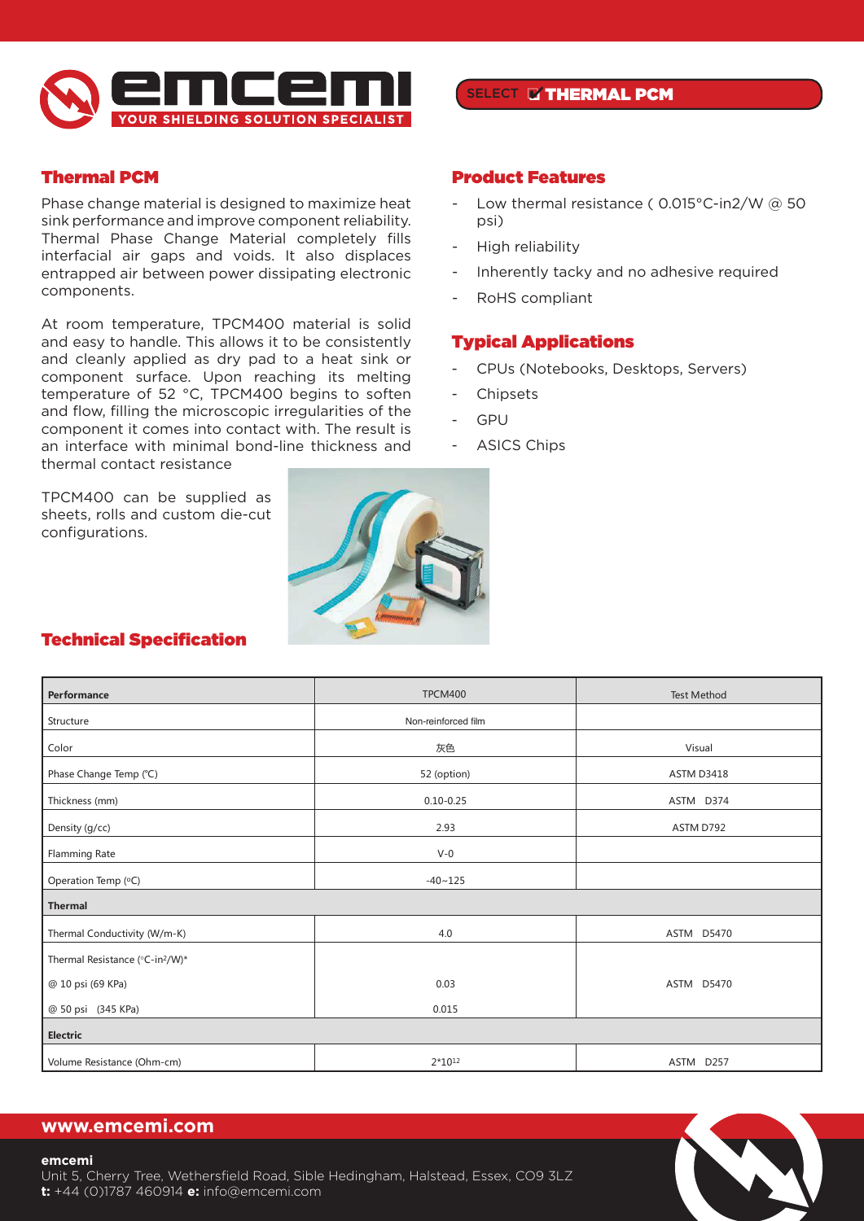SELECT ☑ THERMAL PCM

## Thermal PCM

Phase change material is designed to maximize heat sink performance and improve component reliability. Thermal Phase Change Material completely fills interfacial air gaps and voids. It also displaces entrapped air between power dissipating electronic components.

At room temperature, TPCM400 material is solid and easy to handle. This allows it to be consistently and cleanly applied as dry pad to a heat sink or component surface. Upon reaching its melting temperature of 52 °C, TPCM400 begins to soften and flow, filling the microscopic irregularities of the component it comes into contact with. The result is an interface with minimal bond-line thickness and thermal contact resistance

TPCM400 can be supplied as sheets, rolls and custom die-cut configurations.

## Product Features

- Low thermal resistance ( 0.015°C-in2/W @ 50 psi)
- High reliability
- Inherently tacky and no adhesive required
- RoHS compliant

## Typical Applications

- CPUs (Notebooks, Desktops, Servers)
- Chipsets
- GPU
- ASICS Chips

## Technical Specification

| Performance | TPCM400 | Test Method |
|---|---|---|
| Structure | Non-reinforced film | |
| Color | 灰色 | Visual |
| Phase Change Temp (℃) | 52 (option) | ASTM D3418 |
| Thickness (mm) | 0.10-0.25 | ASTM D374 |
| Density (g/cc) | 2.93 | ASTM D792 |
| Flamming Rate | V-0 | |
| Operation Temp (ºC) | -40~125 | |
| **Thermal** | | |
| Thermal Conductivity (W/m-K) | 4.0 | ASTM D5470 |
| Thermal Resistance (°C-in²/W)* | | ASTM D5470 |
| @ 10 psi (69 KPa) | 0.03 | |
| @ 50 psi (345 KPa) | 0.015 | |
| **Electric** | | |
| Volume Resistance (Ohm-cm) | $2*10^{12}$ | ASTM D257 |

**www.emcemi.com**

**emcemi**
Unit 5, Cherry Tree, Wethersfield Road, Sible Hedingham, Halstead, Essex, CO9 3LZ
**t:** +44 (0)1787 460914 **e:** info@emcemi.com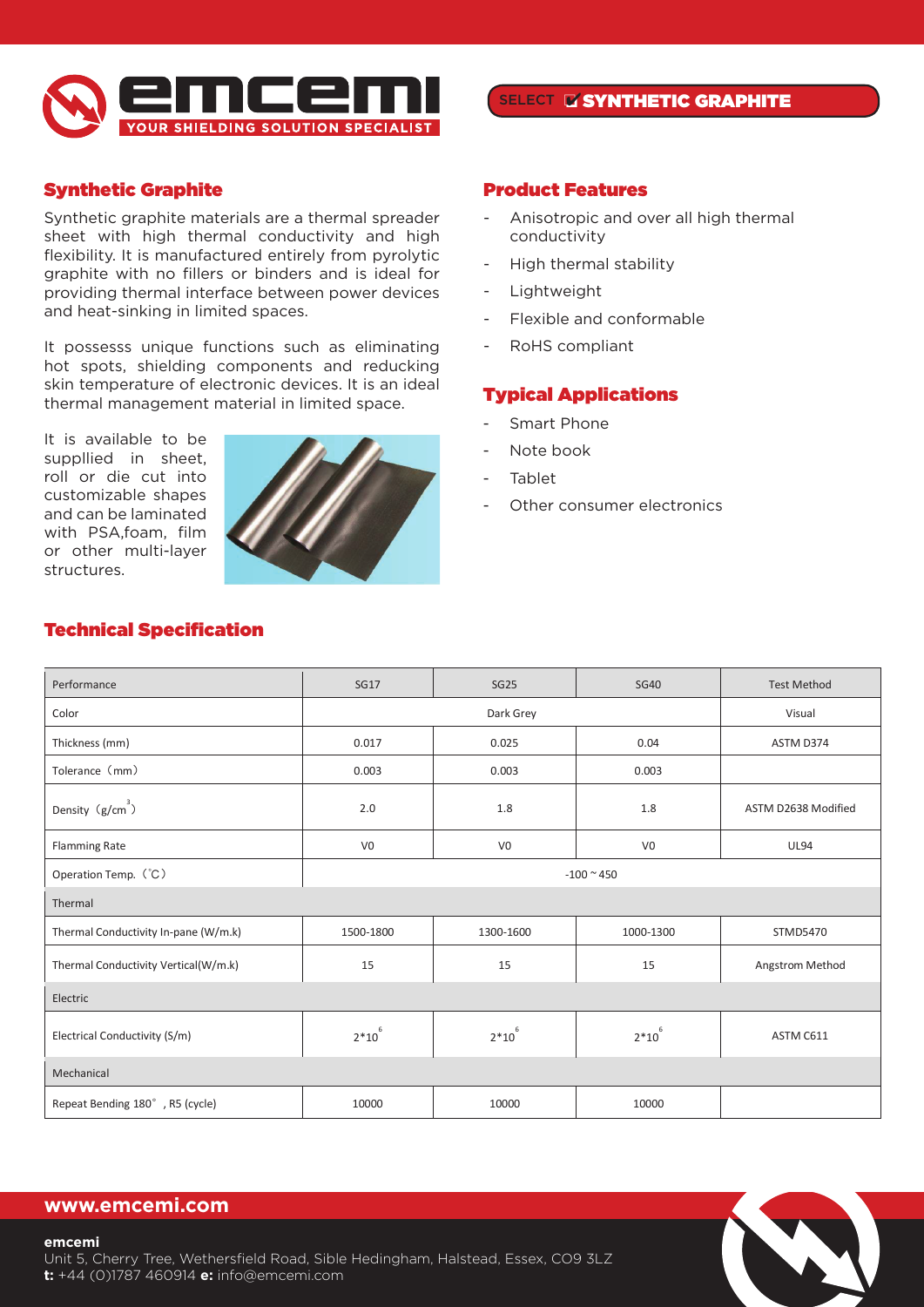SELECT ☑ SYNTHETIC GRAPHITE

## Synthetic Graphite

Synthetic graphite materials are a thermal spreader sheet with high thermal conductivity and high flexibility. It is manufactured entirely from pyrolytic graphite with no fillers or binders and is ideal for providing thermal interface between power devices and heat-sinking in limited spaces.

It possesss unique functions such as eliminating hot spots, shielding components and reducking skin temperature of electronic devices. It is an ideal thermal management material in limited space.

It is available to be suppllied in sheet, roll or die cut into customizable shapes and can be laminated with PSA,foam, film or other multi-layer structures.

## Product Features

- Anisotropic and over all high thermal conductivity
- High thermal stability
- Lightweight
- Flexible and conformable
- RoHS compliant

## Typical Applications

- Smart Phone
- Note book
- Tablet
- Other consumer electronics

## Technical Specification

| Performance | SG17 | SG25 | SG40 | Test Method |
|---|---|---|---|---|
| Color | Dark Grey | | | Visual |
| Thickness (mm) | 0.017 | 0.025 | 0.04 | ASTM D374 |
| Tolerance（mm） | 0.003 | 0.003 | 0.003 | |
| Density（g/$cm^3$） | 2.0 | 1.8 | 1.8 | ASTM D2638 Modified |
| Flamming Rate | V0 | V0 | V0 | UL94 |
| Operation Temp.（℃） | -100 ~ 450 | | | |
| Thermal | | | | |
| Thermal Conductivity In-pane (W/m.k) | 1500-1800 | 1300-1600 | 1000-1300 | STMD5470 |
| Thermal Conductivity Vertical(W/m.k) | 15 | 15 | 15 | Angstrom Method |
| Electric | | | | |
| Electrical Conductivity (S/m) | $2*10^6$ | $2*10^6$ | $2*10^6$ | ASTM C611 |
| Mechanical | | | | |
| Repeat Bending 180°, R5 (cycle) | 10000 | 10000 | 10000 | |

**www.emcemi.com**

**emcemi**
Unit 5, Cherry Tree, Wethersfield Road, Sible Hedingham, Halstead, Essex, CO9 3LZ
**t:** +44 (0)1787 460914 **e:** info@emcemi.com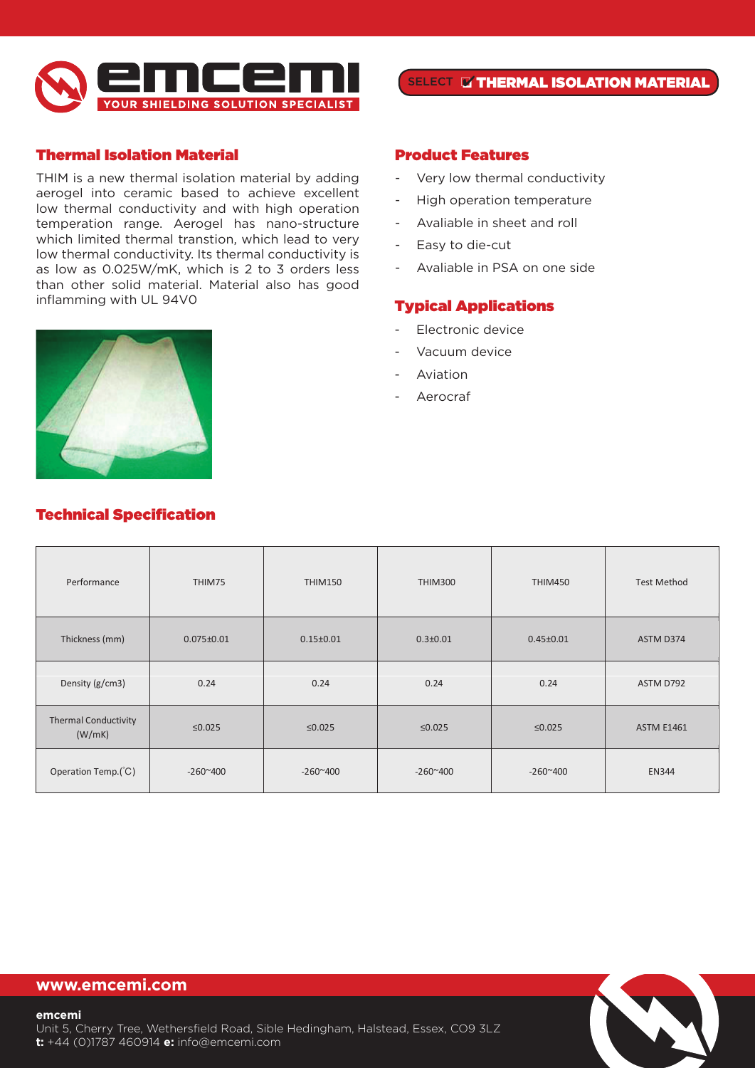emcemi
YOUR SHIELDING SOLUTION SPECIALIST

SELECT THERMAL ISOLATION MATERIAL

## Thermal Isolation Material

THIM is a new thermal isolation material by adding aerogel into ceramic based to achieve excellent low thermal conductivity and with high operation temperation range. Aerogel has nano-structure which limited thermal transtion, which lead to very low thermal conductivity. Its thermal conductivity is as low as 0.025W/mK, which is 2 to 3 orders less than other solid material. Material also has good inflamming with UL 94V0

## Product Features

- Very low thermal conductivity
- High operation temperature
- Avaliable in sheet and roll
- Easy to die-cut
- Avaliable in PSA on one side

## Typical Applications

- Electronic device
- Vacuum device
- Aviation
- Aerocraf

## Technical Specification

| Performance | THIM75 | THIM150 | THIM300 | THIM450 | Test Method |
|---|---|---|---|---|---|
| Thickness (mm) | 0.075±0.01 | 0.15±0.01 | 0.3±0.01 | 0.45±0.01 | ASTM D374 |
| Density (g/cm3) | 0.24 | 0.24 | 0.24 | 0.24 | ASTM D792 |
| Thermal Conductivity (W/mK) | ≤0.025 | ≤0.025 | ≤0.025 | ≤0.025 | ASTM E1461 |
| Operation Temp.(°C) | -260~400 | -260~400 | -260~400 | -260~400 | EN344 |

**www.emcemi.com**

**emcemi**
Unit 5, Cherry Tree, Wethersfield Road, Sible Hedingham, Halstead, Essex, CO9 3LZ
**t:** +44 (0)1787 460914 **e:** info@emcemi.com